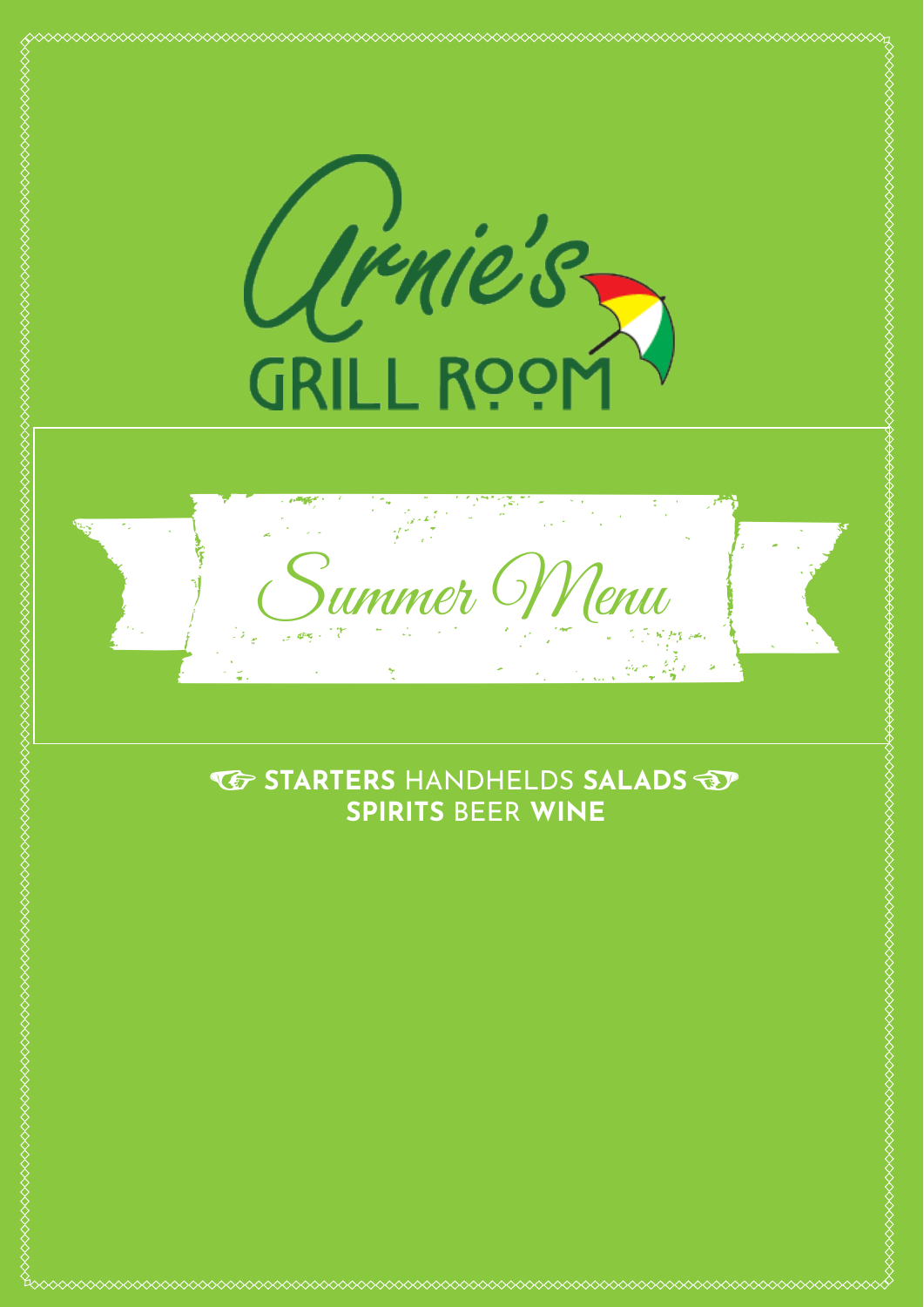# Arnie's GRILL ROOM

## Summer Menu

**STARTERS** HANDHELDS **SALADS**
**SPIRITS** BEER **WINE**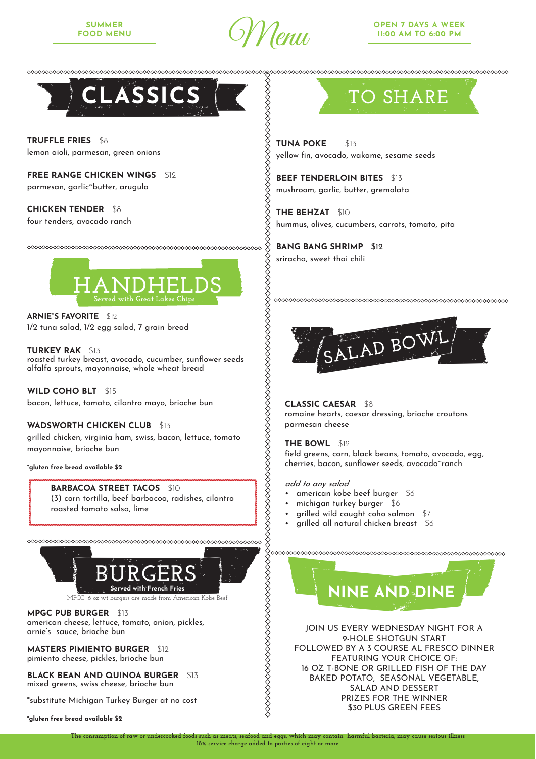SUMMER FOOD MENU

# Menu

OPEN 7 DAYS A WEEK
11:00 AM TO 6:00 PM

## CLASSICS

**TRUFFLE FRIES** $8
lemon aioli, parmesan, green onions

**FREE RANGE CHICKEN WINGS** $12
parmesan, garlic~butter, arugula

**CHICKEN TENDER** $8
four tenders, avocado ranch

## HANDHELDS

Served with Great Lakes Chips

**ARNIE"S FAVORITE** $12
1/2 tuna salad, 1/2 egg salad, 7 grain bread

**TURKEY RAK** $13
roasted turkey breast, avocado, cucumber, sunflower seeds
alfalfa sprouts, mayonnaise, whole wheat bread

**WILD COHO BLT** $15
bacon, lettuce, tomato, cilantro mayo, brioche bun

**WADSWORTH CHICKEN CLUB** $13
grilled chicken, virginia ham, swiss, bacon, lettuce, tomato
mayonnaise, brioche bun

**\*gluten free bread available $2**

**BARBACOA STREET TACOS** $10
(3) corn tortilla, beef barbacoa, radishes, cilantro
roasted tomato salsa, lime

## BURGERS

Served with French Fries

MPGC 6 oz wt burgers are made from American Kobe Beef

**MPGC PUB BURGER** $13
american cheese, lettuce, tomato, onion, pickles,
arnie's sauce, brioche bun

**MASTERS PIMIENTO BURGER** $12
pimiento cheese, pickles, brioche bun

**BLACK BEAN AND QUINOA BURGER** $13
mixed greens, swiss cheese, brioche bun

*substitute Michigan Turkey Burger at no cost

**\*gluten free bread available $2**

## TO SHARE

**TUNA POKE** $13
yellow fin, avocado, wakame, sesame seeds

**BEEF TENDERLOIN BITES** $13
mushroom, garlic, butter, gremolata

**THE BEHZAT** $10
hummus, olives, cucumbers, carrots, tomato, pita

**BANG BANG SHRIMP** $12
sriracha, sweet thai chili

## SALAD BOWL

**CLASSIC CAESAR** $8
romaine hearts, caesar dressing, brioche croutons
parmesan cheese

**THE BOWL** $12
field greens, corn, black beans, tomato, avocado, egg,
cherries, bacon, sunflower seeds, avocado~ranch

*add to any salad*

- american kobe beef burger $6
- michigan turkey burger $6
- grilled wild caught coho salmon $7
- grilled all natural chicken breast $6

## NINE AND DINE

JOIN US EVERY WEDNESDAY NIGHT FOR A
9-HOLE SHOTGUN START
FOLLOWED BY A 3 COURSE AL FRESCO DINNER
FEATURING YOUR CHOICE OF:
16 OZ T-BONE OR GRILLED FISH OF THE DAY
BAKED POTATO, SEASONAL VEGETABLE,
SALAD AND DESSERT
PRIZES FOR THE WINNER
$30 PLUS GREEN FEES

The consumption of raw or undercooked foods such as meats, seafood and eggs, which may contain harmful bacteria, may cause serious illness
18% service charge added to parties of eight or more